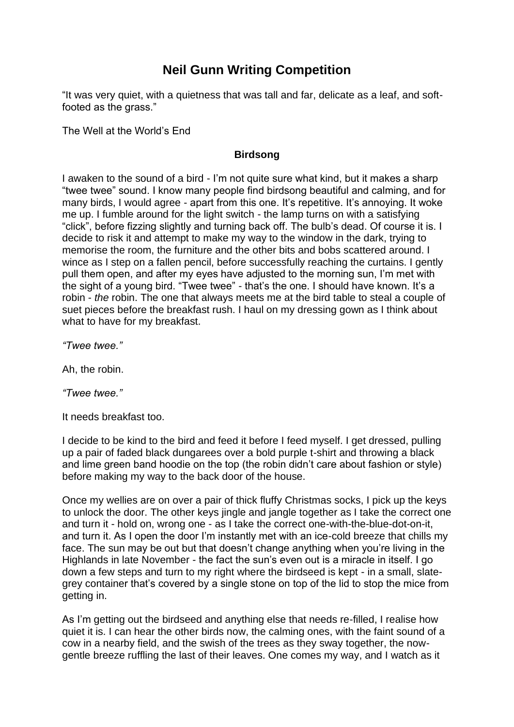# Neil Gunn Writing Competition

"It was very quiet, with a quietness that was tall and far, delicate as a leaf, and soft-footed as the grass."

The Well at the World's End

### Birdsong

I awaken to the sound of a bird - I'm not quite sure what kind, but it makes a sharp "twee twee" sound. I know many people find birdsong beautiful and calming, and for many birds, I would agree - apart from this one. It's repetitive. It's annoying. It woke me up. I fumble around for the light switch - the lamp turns on with a satisfying "click", before fizzing slightly and turning back off. The bulb's dead. Of course it is. I decide to risk it and attempt to make my way to the window in the dark, trying to memorise the room, the furniture and the other bits and bobs scattered around. I wince as I step on a fallen pencil, before successfully reaching the curtains. I gently pull them open, and after my eyes have adjusted to the morning sun, I'm met with the sight of a young bird. "Twee twee" - that's the one. I should have known. It's a robin - *the* robin. The one that always meets me at the bird table to steal a couple of suet pieces before the breakfast rush. I haul on my dressing gown as I think about what to have for my breakfast.

*"Twee twee."*

Ah, the robin.

*"Twee twee."*

It needs breakfast too.

I decide to be kind to the bird and feed it before I feed myself. I get dressed, pulling up a pair of faded black dungarees over a bold purple t-shirt and throwing a black and lime green band hoodie on the top (the robin didn't care about fashion or style) before making my way to the back door of the house.

Once my wellies are on over a pair of thick fluffy Christmas socks, I pick up the keys to unlock the door. The other keys jingle and jangle together as I take the correct one and turn it - hold on, wrong one - as I take the correct one-with-the-blue-dot-on-it, and turn it. As I open the door I'm instantly met with an ice-cold breeze that chills my face. The sun may be out but that doesn't change anything when you're living in the Highlands in late November - the fact the sun's even out is a miracle in itself. I go down a few steps and turn to my right where the birdseed is kept - in a small, slate-grey container that's covered by a single stone on top of the lid to stop the mice from getting in.

As I'm getting out the birdseed and anything else that needs re-filled, I realise how quiet it is. I can hear the other birds now, the calming ones, with the faint sound of a cow in a nearby field, and the swish of the trees as they sway together, the now-gentle breeze ruffling the last of their leaves. One comes my way, and I watch as it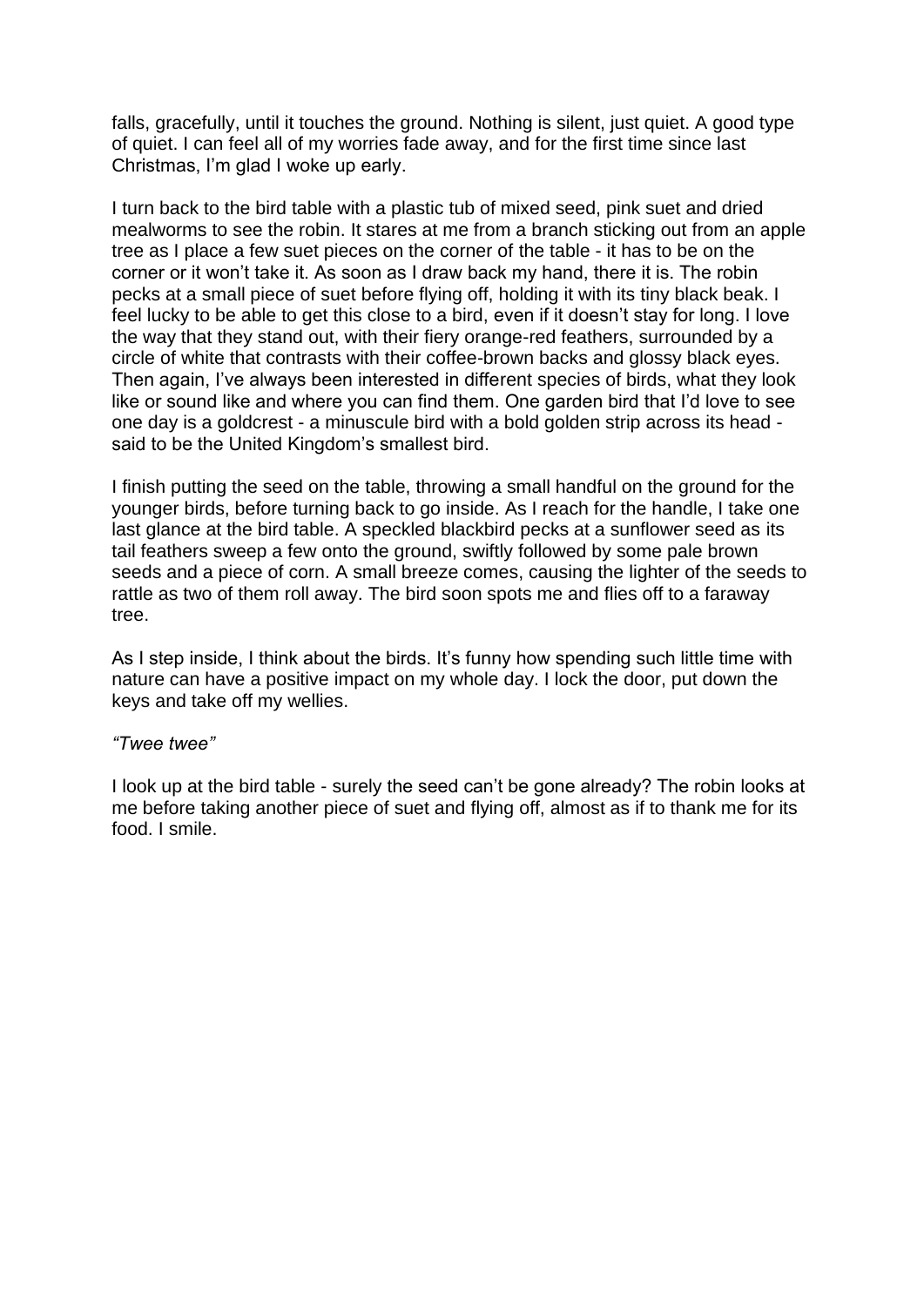falls, gracefully, until it touches the ground. Nothing is silent, just quiet. A good type of quiet. I can feel all of my worries fade away, and for the first time since last Christmas, I'm glad I woke up early.

I turn back to the bird table with a plastic tub of mixed seed, pink suet and dried mealworms to see the robin. It stares at me from a branch sticking out from an apple tree as I place a few suet pieces on the corner of the table - it has to be on the corner or it won't take it. As soon as I draw back my hand, there it is. The robin pecks at a small piece of suet before flying off, holding it with its tiny black beak. I feel lucky to be able to get this close to a bird, even if it doesn't stay for long. I love the way that they stand out, with their fiery orange-red feathers, surrounded by a circle of white that contrasts with their coffee-brown backs and glossy black eyes. Then again, I've always been interested in different species of birds, what they look like or sound like and where you can find them. One garden bird that I'd love to see one day is a goldcrest - a minuscule bird with a bold golden strip across its head - said to be the United Kingdom's smallest bird.

I finish putting the seed on the table, throwing a small handful on the ground for the younger birds, before turning back to go inside. As I reach for the handle, I take one last glance at the bird table. A speckled blackbird pecks at a sunflower seed as its tail feathers sweep a few onto the ground, swiftly followed by some pale brown seeds and a piece of corn. A small breeze comes, causing the lighter of the seeds to rattle as two of them roll away. The bird soon spots me and flies off to a faraway tree.

As I step inside, I think about the birds. It's funny how spending such little time with nature can have a positive impact on my whole day. I lock the door, put down the keys and take off my wellies.

*"Twee twee"*

I look up at the bird table - surely the seed can't be gone already? The robin looks at me before taking another piece of suet and flying off, almost as if to thank me for its food. I smile.